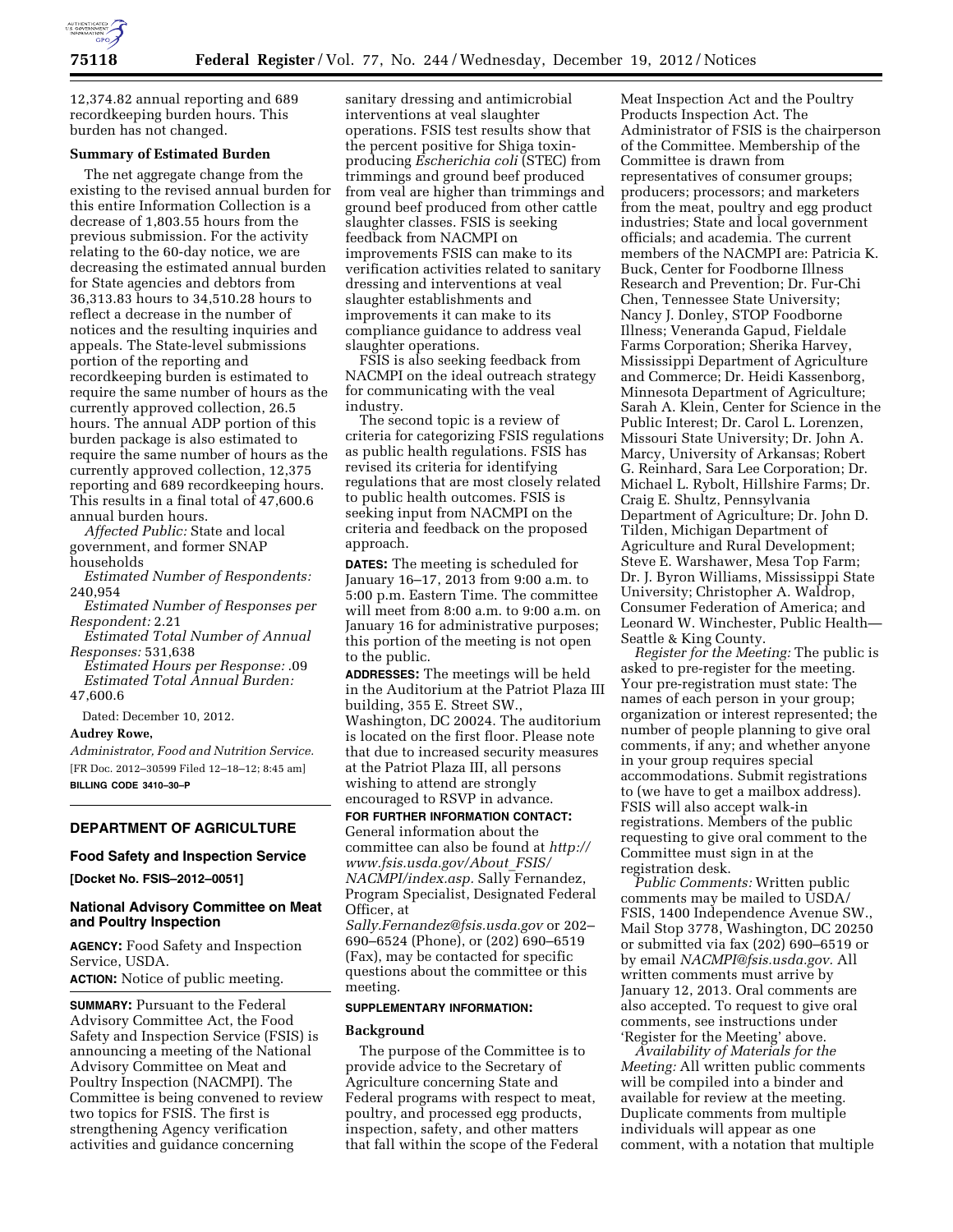12,374.82 annual reporting and 689 recordkeeping burden hours. This burden has not changed.

**Summary of Estimated Burden**

The net aggregate change from the existing to the revised annual burden for this entire Information Collection is a decrease of 1,803.55 hours from the previous submission. For the activity relating to the 60-day notice, we are decreasing the estimated annual burden for State agencies and debtors from 36,313.83 hours to 34,510.28 hours to reflect a decrease in the number of notices and the resulting inquiries and appeals. The State-level submissions portion of the reporting and recordkeeping burden is estimated to require the same number of hours as the currently approved collection, 26.5 hours. The annual ADP portion of this burden package is also estimated to require the same number of hours as the currently approved collection, 12,375 reporting and 689 recordkeeping hours. This results in a final total of 47,600.6 annual burden hours.

*Affected Public:* State and local government, and former SNAP households

*Estimated Number of Respondents:* 240,954

*Estimated Number of Responses per Respondent:* 2.21

*Estimated Total Number of Annual Responses:* 531,638

*Estimated Hours per Response:* .09

*Estimated Total Annual Burden:* 47,600.6

Dated: December 10, 2012.

**Audrey Rowe,**

*Administrator, Food and Nutrition Service.*

[FR Doc. 2012–30599 Filed 12–18–12; 8:45 am]

**BILLING CODE 3410–30–P**

## DEPARTMENT OF AGRICULTURE

### Food Safety and Inspection Service

**[Docket No. FSIS–2012–0051]**

### National Advisory Committee on Meat and Poultry Inspection

**AGENCY:** Food Safety and Inspection Service, USDA.

**ACTION:** Notice of public meeting.

**SUMMARY:** Pursuant to the Federal Advisory Committee Act, the Food Safety and Inspection Service (FSIS) is announcing a meeting of the National Advisory Committee on Meat and Poultry Inspection (NACMPI). The Committee is being convened to review two topics for FSIS. The first is strengthening Agency verification activities and guidance concerning sanitary dressing and antimicrobial interventions at veal slaughter operations. FSIS test results show that the percent positive for Shiga toxin-producing *Escherichia coli* (STEC) from trimmings and ground beef produced from veal are higher than trimmings and ground beef produced from other cattle slaughter classes. FSIS is seeking feedback from NACMPI on improvements FSIS can make to its verification activities related to sanitary dressing and interventions at veal slaughter establishments and improvements it can make to its compliance guidance to address veal slaughter operations.

FSIS is also seeking feedback from NACMPI on the ideal outreach strategy for communicating with the veal industry.

The second topic is a review of criteria for categorizing FSIS regulations as public health regulations. FSIS has revised its criteria for identifying regulations that are most closely related to public health outcomes. FSIS is seeking input from NACMPI on the criteria and feedback on the proposed approach.

**DATES:** The meeting is scheduled for January 16–17, 2013 from 9:00 a.m. to 5:00 p.m. Eastern Time. The committee will meet from 8:00 a.m. to 9:00 a.m. on January 16 for administrative purposes; this portion of the meeting is not open to the public.

**ADDRESSES:** The meetings will be held in the Auditorium at the Patriot Plaza III building, 355 E. Street SW., Washington, DC 20024. The auditorium is located on the first floor. Please note that due to increased security measures at the Patriot Plaza III, all persons wishing to attend are strongly encouraged to RSVP in advance.

**FOR FURTHER INFORMATION CONTACT:** General information about the committee can also be found at *http://www.fsis.usda.gov/About_FSIS/NACMPI/index.asp.* Sally Fernandez, Program Specialist, Designated Federal Officer, at *Sally.Fernandez@fsis.usda.gov* or 202–690–6524 (Phone), or (202) 690–6519 (Fax), may be contacted for specific questions about the committee or this meeting.

**SUPPLEMENTARY INFORMATION:**

**Background**

The purpose of the Committee is to provide advice to the Secretary of Agriculture concerning State and Federal programs with respect to meat, poultry, and processed egg products, inspection, safety, and other matters that fall within the scope of the Federal Meat Inspection Act and the Poultry Products Inspection Act. The Administrator of FSIS is the chairperson of the Committee. Membership of the Committee is drawn from representatives of consumer groups; producers; processors; and marketers from the meat, poultry and egg product industries; State and local government officials; and academia. The current members of the NACMPI are: Patricia K. Buck, Center for Foodborne Illness Research and Prevention; Dr. Fur-Chi Chen, Tennessee State University; Nancy J. Donley, STOP Foodborne Illness; Veneranda Gapud, Fieldale Farms Corporation; Sherika Harvey, Mississippi Department of Agriculture and Commerce; Dr. Heidi Kassenborg, Minnesota Department of Agriculture; Sarah A. Klein, Center for Science in the Public Interest; Dr. Carol L. Lorenzen, Missouri State University; Dr. John A. Marcy, University of Arkansas; Robert G. Reinhard, Sara Lee Corporation; Dr. Michael L. Rybolt, Hillshire Farms; Dr. Craig E. Shultz, Pennsylvania Department of Agriculture; Dr. John D. Tilden, Michigan Department of Agriculture and Rural Development; Steve E. Warshawer, Mesa Top Farm; Dr. J. Byron Williams, Mississippi State University; Christopher A. Waldrop, Consumer Federation of America; and Leonard W. Winchester, Public Health—Seattle & King County.

*Register for the Meeting:* The public is asked to pre-register for the meeting. Your pre-registration must state: The names of each person in your group; organization or interest represented; the number of people planning to give oral comments, if any; and whether anyone in your group requires special accommodations. Submit registrations to (we have to get a mailbox address). FSIS will also accept walk-in registrations. Members of the public requesting to give oral comment to the Committee must sign in at the registration desk.

*Public Comments:* Written public comments may be mailed to USDA/FSIS, 1400 Independence Avenue SW., Mail Stop 3778, Washington, DC 20250 or submitted via fax (202) 690–6519 or by email *NACMPI@fsis.usda.gov.* All written comments must arrive by January 12, 2013. Oral comments are also accepted. To request to give oral comments, see instructions under 'Register for the Meeting' above.

*Availability of Materials for the Meeting:* All written public comments will be compiled into a binder and available for review at the meeting. Duplicate comments from multiple individuals will appear as one comment, with a notation that multiple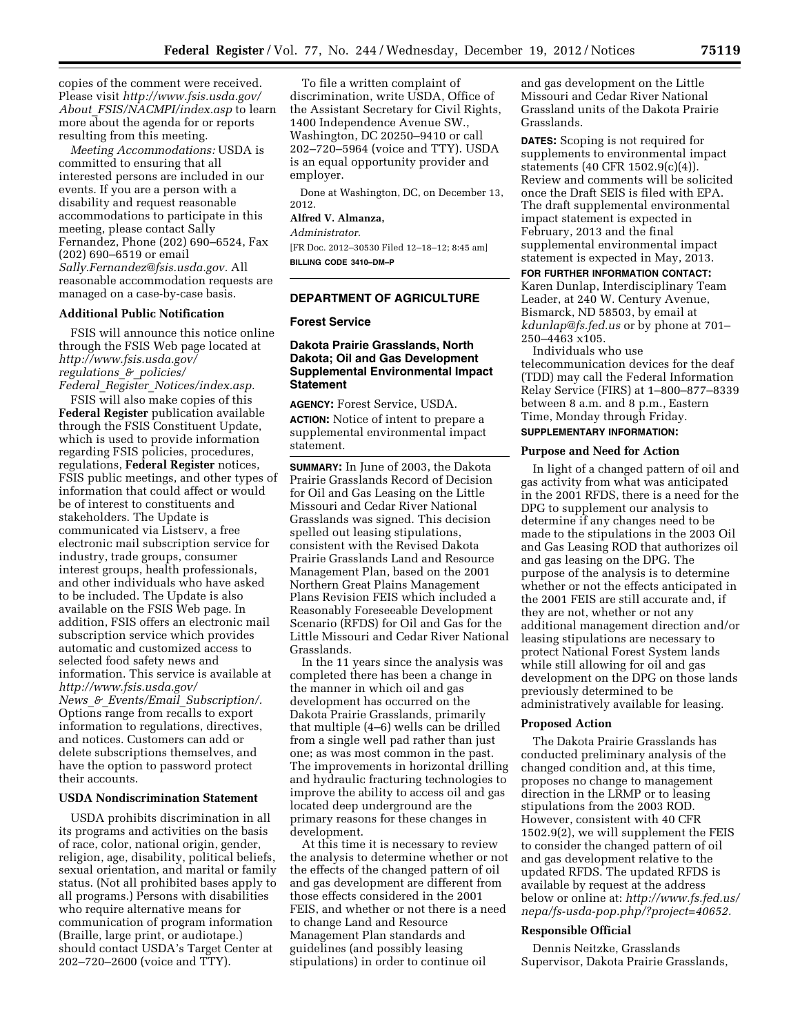copies of the comment were received. Please visit *http://www.fsis.usda.gov/About_FSIS/NACMPI/index.asp* to learn more about the agenda for or reports resulting from this meeting.

*Meeting Accommodations:* USDA is committed to ensuring that all interested persons are included in our events. If you are a person with a disability and request reasonable accommodations to participate in this meeting, please contact Sally Fernandez, Phone (202) 690–6524, Fax (202) 690–6519 or email *Sally.Fernandez@fsis.usda.gov.* All reasonable accommodation requests are managed on a case-by-case basis.

#### Additional Public Notification

FSIS will announce this notice online through the FSIS Web page located at *http://www.fsis.usda.gov/regulations_&_policies/Federal_Register_Notices/index.asp.*

FSIS will also make copies of this **Federal Register** publication available through the FSIS Constituent Update, which is used to provide information regarding FSIS policies, procedures, regulations, **Federal Register** notices, FSIS public meetings, and other types of information that could affect or would be of interest to constituents and stakeholders. The Update is communicated via Listserv, a free electronic mail subscription service for industry, trade groups, consumer interest groups, health professionals, and other individuals who have asked to be included. The Update is also available on the FSIS Web page. In addition, FSIS offers an electronic mail subscription service which provides automatic and customized access to selected food safety news and information. This service is available at *http://www.fsis.usda.gov/News_&_Events/Email_Subscription/.* Options range from recalls to export information to regulations, directives, and notices. Customers can add or delete subscriptions themselves, and have the option to password protect their accounts.

#### USDA Nondiscrimination Statement

USDA prohibits discrimination in all its programs and activities on the basis of race, color, national origin, gender, religion, age, disability, political beliefs, sexual orientation, and marital or family status. (Not all prohibited bases apply to all programs.) Persons with disabilities who require alternative means for communication of program information (Braille, large print, or audiotape.) should contact USDA's Target Center at 202–720–2600 (voice and TTY).

To file a written complaint of discrimination, write USDA, Office of the Assistant Secretary for Civil Rights, 1400 Independence Avenue SW., Washington, DC 20250–9410 or call 202–720–5964 (voice and TTY). USDA is an equal opportunity provider and employer.

Done at Washington, DC, on December 13, 2012.

**Alfred V. Almanza,**

*Administrator.*

[FR Doc. 2012–30530 Filed 12–18–12; 8:45 am]

**BILLING CODE 3410–DM–P**

---

## DEPARTMENT OF AGRICULTURE

### Forest Service

### Dakota Prairie Grasslands, North Dakota; Oil and Gas Development Supplemental Environmental Impact Statement

**AGENCY:** Forest Service, USDA.

**ACTION:** Notice of intent to prepare a supplemental environmental impact statement.

**SUMMARY:** In June of 2003, the Dakota Prairie Grasslands Record of Decision for Oil and Gas Leasing on the Little Missouri and Cedar River National Grasslands was signed. This decision spelled out leasing stipulations, consistent with the Revised Dakota Prairie Grasslands Land and Resource Management Plan, based on the 2001 Northern Great Plains Management Plans Revision FEIS which included a Reasonably Foreseeable Development Scenario (RFDS) for Oil and Gas for the Little Missouri and Cedar River National Grasslands.

In the 11 years since the analysis was completed there has been a change in the manner in which oil and gas development has occurred on the Dakota Prairie Grasslands, primarily that multiple (4–6) wells can be drilled from a single well pad rather than just one; as was most common in the past. The improvements in horizontal drilling and hydraulic fracturing technologies to improve the ability to access oil and gas located deep underground are the primary reasons for these changes in development.

At this time it is necessary to review the analysis to determine whether or not the effects of the changed pattern of oil and gas development are different from those effects considered in the 2001 FEIS, and whether or not there is a need to change Land and Resource Management Plan standards and guidelines (and possibly leasing stipulations) in order to continue oil and gas development on the Little Missouri and Cedar River National Grassland units of the Dakota Prairie Grasslands.

**DATES:** Scoping is not required for supplements to environmental impact statements (40 CFR 1502.9(c)(4)). Review and comments will be solicited once the Draft SEIS is filed with EPA. The draft supplemental environmental impact statement is expected in February, 2013 and the final supplemental environmental impact statement is expected in May, 2013.

**FOR FURTHER INFORMATION CONTACT:** Karen Dunlap, Interdisciplinary Team Leader, at 240 W. Century Avenue, Bismarck, ND 58503, by email at *kdunlap@fs.fed.us* or by phone at 701–250–4463 x105.

Individuals who use telecommunication devices for the deaf (TDD) may call the Federal Information Relay Service (FIRS) at 1–800–877–8339 between 8 a.m. and 8 p.m., Eastern Time, Monday through Friday.

**SUPPLEMENTARY INFORMATION:**

#### Purpose and Need for Action

In light of a changed pattern of oil and gas activity from what was anticipated in the 2001 RFDS, there is a need for the DPG to supplement our analysis to determine if any changes need to be made to the stipulations in the 2003 Oil and Gas Leasing ROD that authorizes oil and gas leasing on the DPG. The purpose of the analysis is to determine whether or not the effects anticipated in the 2001 FEIS are still accurate and, if they are not, whether or not any additional management direction and/or leasing stipulations are necessary to protect National Forest System lands while still allowing for oil and gas development on the DPG on those lands previously determined to be administratively available for leasing.

#### Proposed Action

The Dakota Prairie Grasslands has conducted preliminary analysis of the changed condition and, at this time, proposes no change to management direction in the LRMP or to leasing stipulations from the 2003 ROD. However, consistent with 40 CFR 1502.9(2), we will supplement the FEIS to consider the changed pattern of oil and gas development relative to the updated RFDS. The updated RFDS is available by request at the address below or online at: *http://www.fs.fed.us/nepa/fs-usda-pop.php/?project=40652.*

#### Responsible Official

Dennis Neitzke, Grasslands Supervisor, Dakota Prairie Grasslands,